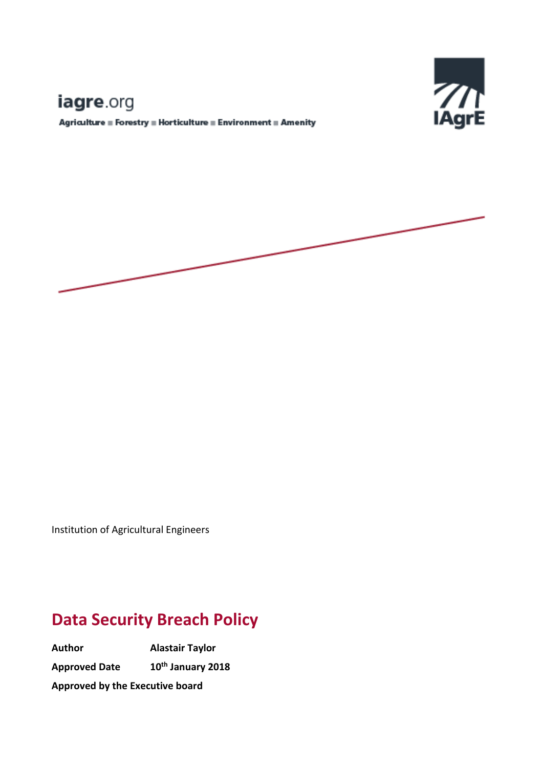iagre.org

Agriculture ■ Forestry ■ Horticulture ■ Environment ■ Amenity

IAgrE

Institution of Agricultural Engineers

# Data Security Breach Policy

**Author** **Alastair Taylor**

**Approved Date** **10th January 2018**

**Approved by the Executive board**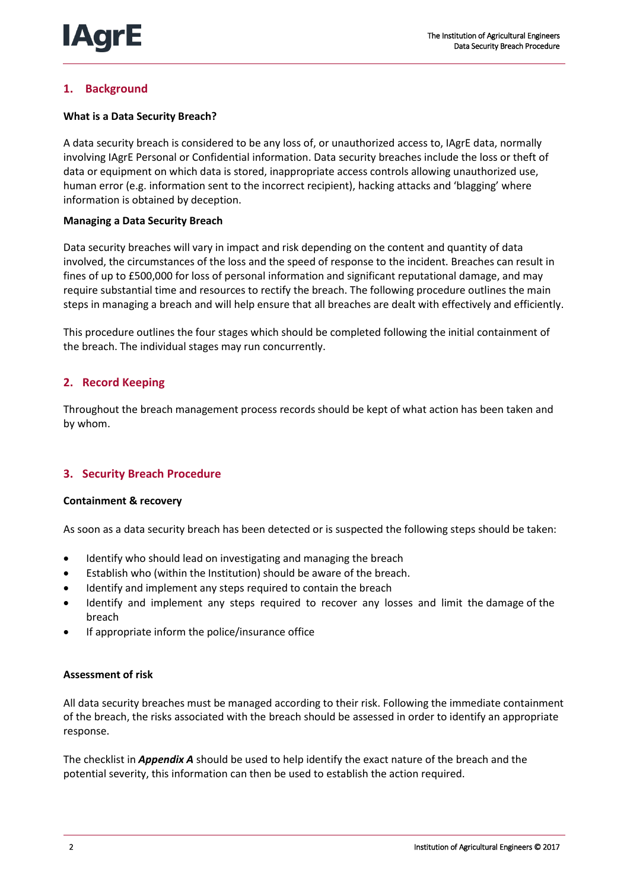## 1. Background

**What is a Data Security Breach?**

A data security breach is considered to be any loss of, or unauthorized access to, IAgrE data, normally involving IAgrE Personal or Confidential information. Data security breaches include the loss or theft of data or equipment on which data is stored, inappropriate access controls allowing unauthorized use, human error (e.g. information sent to the incorrect recipient), hacking attacks and 'blagging' where information is obtained by deception.

**Managing a Data Security Breach**

Data security breaches will vary in impact and risk depending on the content and quantity of data involved, the circumstances of the loss and the speed of response to the incident. Breaches can result in fines of up to £500,000 for loss of personal information and significant reputational damage, and may require substantial time and resources to rectify the breach. The following procedure outlines the main steps in managing a breach and will help ensure that all breaches are dealt with effectively and efficiently.

This procedure outlines the four stages which should be completed following the initial containment of the breach. The individual stages may run concurrently.

## 2. Record Keeping

Throughout the breach management process records should be kept of what action has been taken and by whom.

## 3. Security Breach Procedure

**Containment & recovery**

As soon as a data security breach has been detected or is suspected the following steps should be taken:

- Identify who should lead on investigating and managing the breach
- Establish who (within the Institution) should be aware of the breach.
- Identify and implement any steps required to contain the breach
- Identify and implement any steps required to recover any losses and limit the damage of the breach
- If appropriate inform the police/insurance office

**Assessment of risk**

All data security breaches must be managed according to their risk. Following the immediate containment of the breach, the risks associated with the breach should be assessed in order to identify an appropriate response.

The checklist in ***Appendix A*** should be used to help identify the exact nature of the breach and the potential severity, this information can then be used to establish the action required.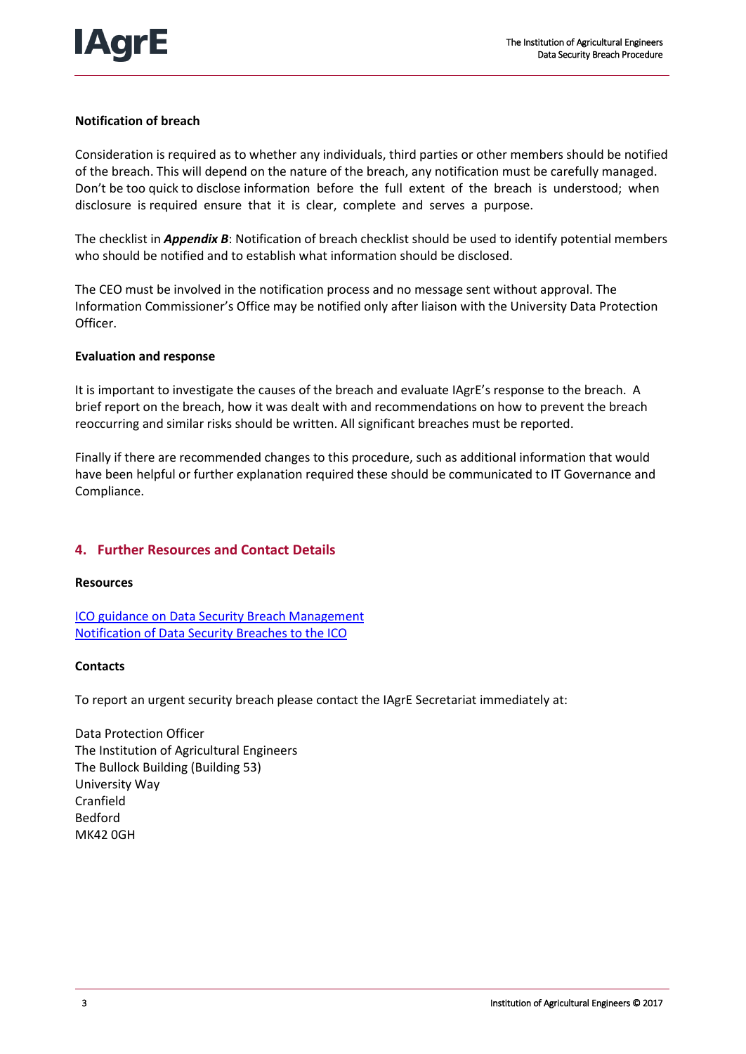**Notification of breach**

Consideration is required as to whether any individuals, third parties or other members should be notified of the breach. This will depend on the nature of the breach, any notification must be carefully managed. Don't be too quick to disclose information before the full extent of the breach is understood; when disclosure is required ensure that it is clear, complete and serves a purpose.

The checklist in ***Appendix B***: Notification of breach checklist should be used to identify potential members who should be notified and to establish what information should be disclosed.

The CEO must be involved in the notification process and no message sent without approval. The Information Commissioner's Office may be notified only after liaison with the University Data Protection Officer.

**Evaluation and response**

It is important to investigate the causes of the breach and evaluate IAgrE's response to the breach. A brief report on the breach, how it was dealt with and recommendations on how to prevent the breach reoccurring and similar risks should be written. All significant breaches must be reported.

Finally if there are recommended changes to this procedure, such as additional information that would have been helpful or further explanation required these should be communicated to IT Governance and Compliance.

## 4. Further Resources and Contact Details

**Resources**

ICO guidance on Data Security Breach Management
Notification of Data Security Breaches to the ICO

**Contacts**

To report an urgent security breach please contact the IAgrE Secretariat immediately at:

Data Protection Officer
The Institution of Agricultural Engineers
The Bullock Building (Building 53)
University Way
Cranfield
Bedford
MK42 0GH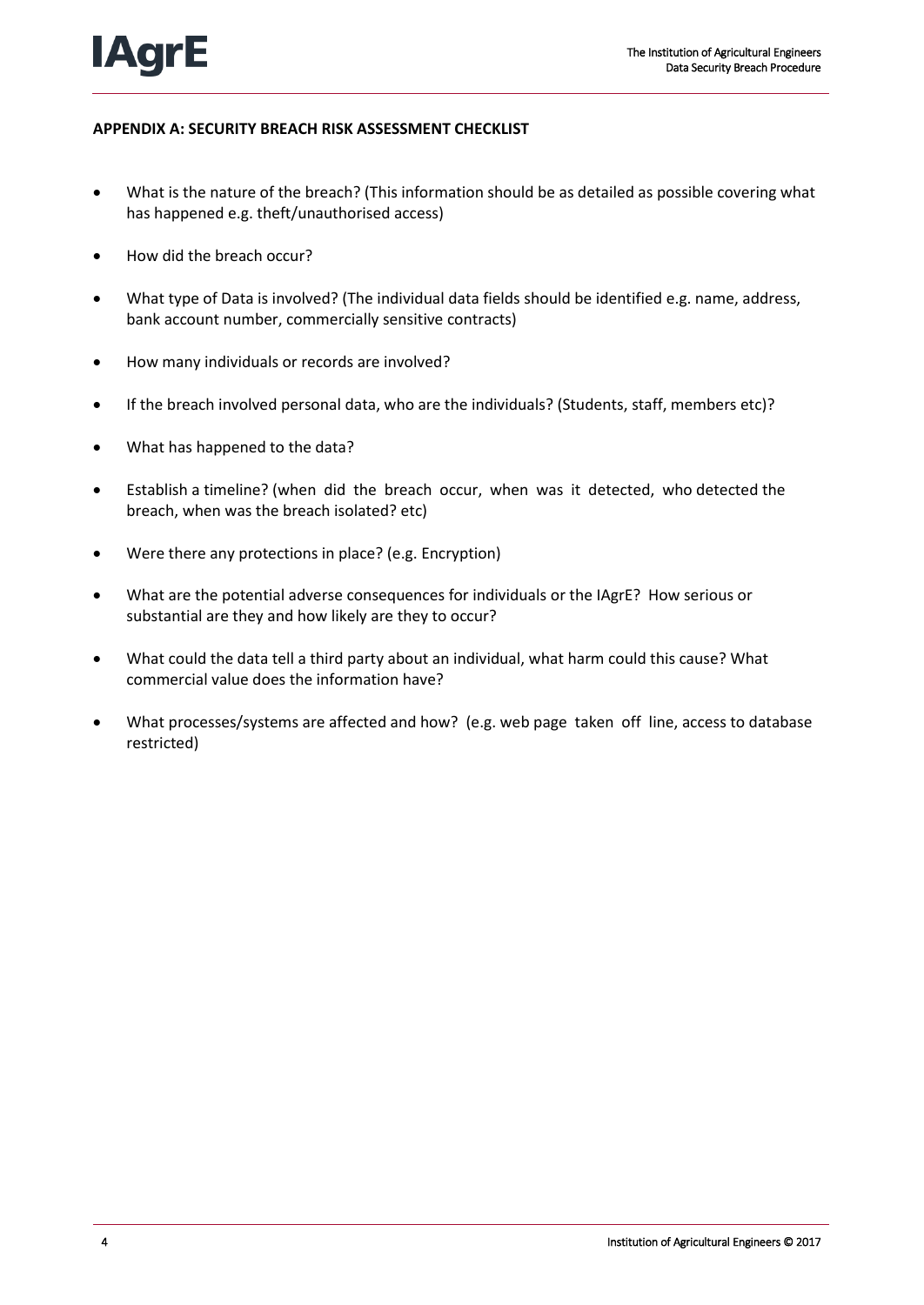**APPENDIX A: SECURITY BREACH RISK ASSESSMENT CHECKLIST**

- What is the nature of the breach? (This information should be as detailed as possible covering what has happened e.g. theft/unauthorised access)
- How did the breach occur?
- What type of Data is involved? (The individual data fields should be identified e.g. name, address, bank account number, commercially sensitive contracts)
- How many individuals or records are involved?
- If the breach involved personal data, who are the individuals? (Students, staff, members etc)?
- What has happened to the data?
- Establish a timeline? (when did the breach occur, when was it detected, who detected the breach, when was the breach isolated? etc)
- Were there any protections in place? (e.g. Encryption)
- What are the potential adverse consequences for individuals or the IAgrE? How serious or substantial are they and how likely are they to occur?
- What could the data tell a third party about an individual, what harm could this cause? What commercial value does the information have?
- What processes/systems are affected and how? (e.g. web page taken off line, access to database restricted)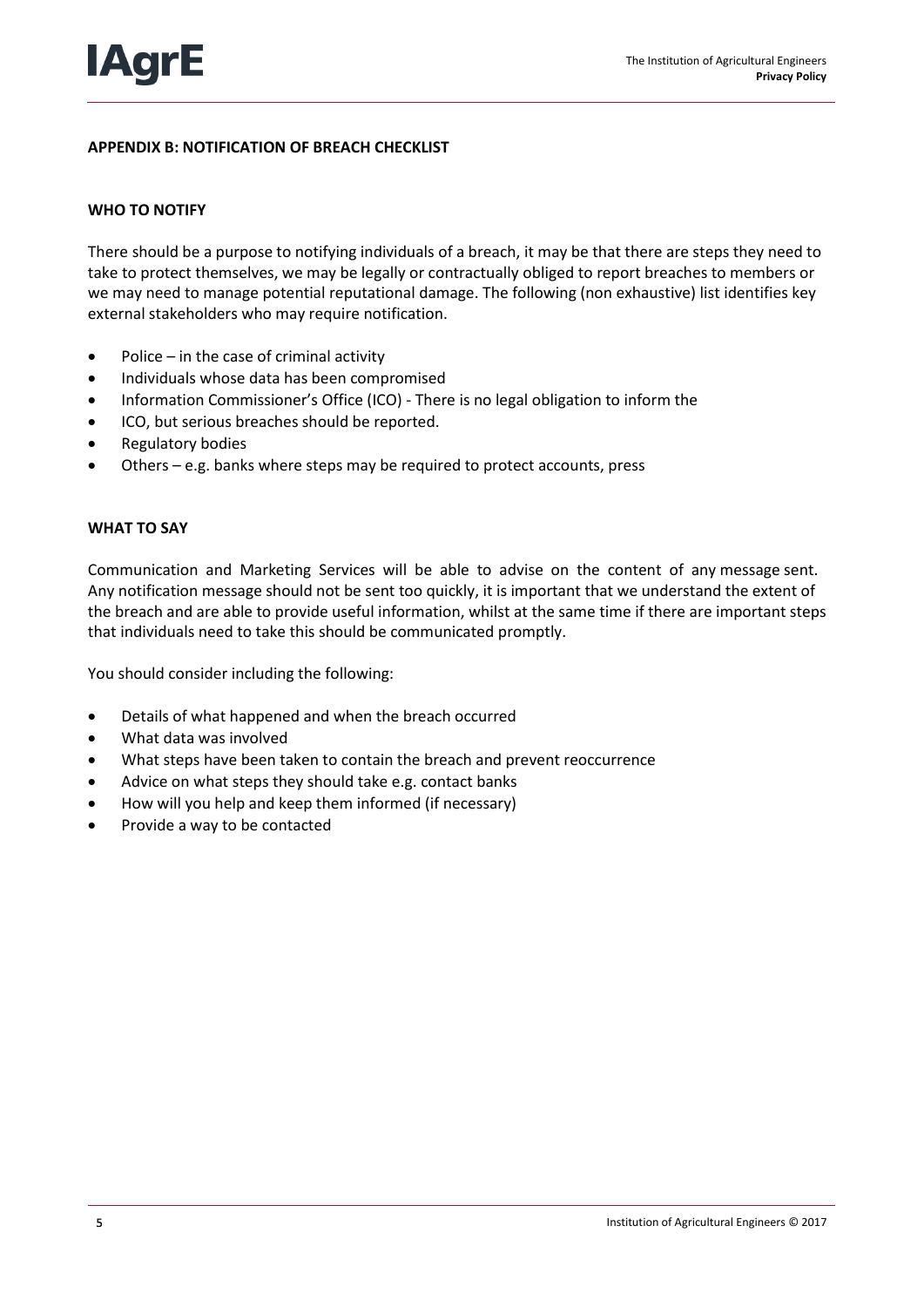## APPENDIX B: NOTIFICATION OF BREACH CHECKLIST

### WHO TO NOTIFY

There should be a purpose to notifying individuals of a breach, it may be that there are steps they need to take to protect themselves, we may be legally or contractually obliged to report breaches to members or we may need to manage potential reputational damage. The following (non exhaustive) list identifies key external stakeholders who may require notification.

- Police – in the case of criminal activity
- Individuals whose data has been compromised
- Information Commissioner's Office (ICO) - There is no legal obligation to inform the
- ICO, but serious breaches should be reported.
- Regulatory bodies
- Others – e.g. banks where steps may be required to protect accounts, press

### WHAT TO SAY

Communication and Marketing Services will be able to advise on the content of any message sent. Any notification message should not be sent too quickly, it is important that we understand the extent of the breach and are able to provide useful information, whilst at the same time if there are important steps that individuals need to take this should be communicated promptly.

You should consider including the following:

- Details of what happened and when the breach occurred
- What data was involved
- What steps have been taken to contain the breach and prevent reoccurrence
- Advice on what steps they should take e.g. contact banks
- How will you help and keep them informed (if necessary)
- Provide a way to be contacted